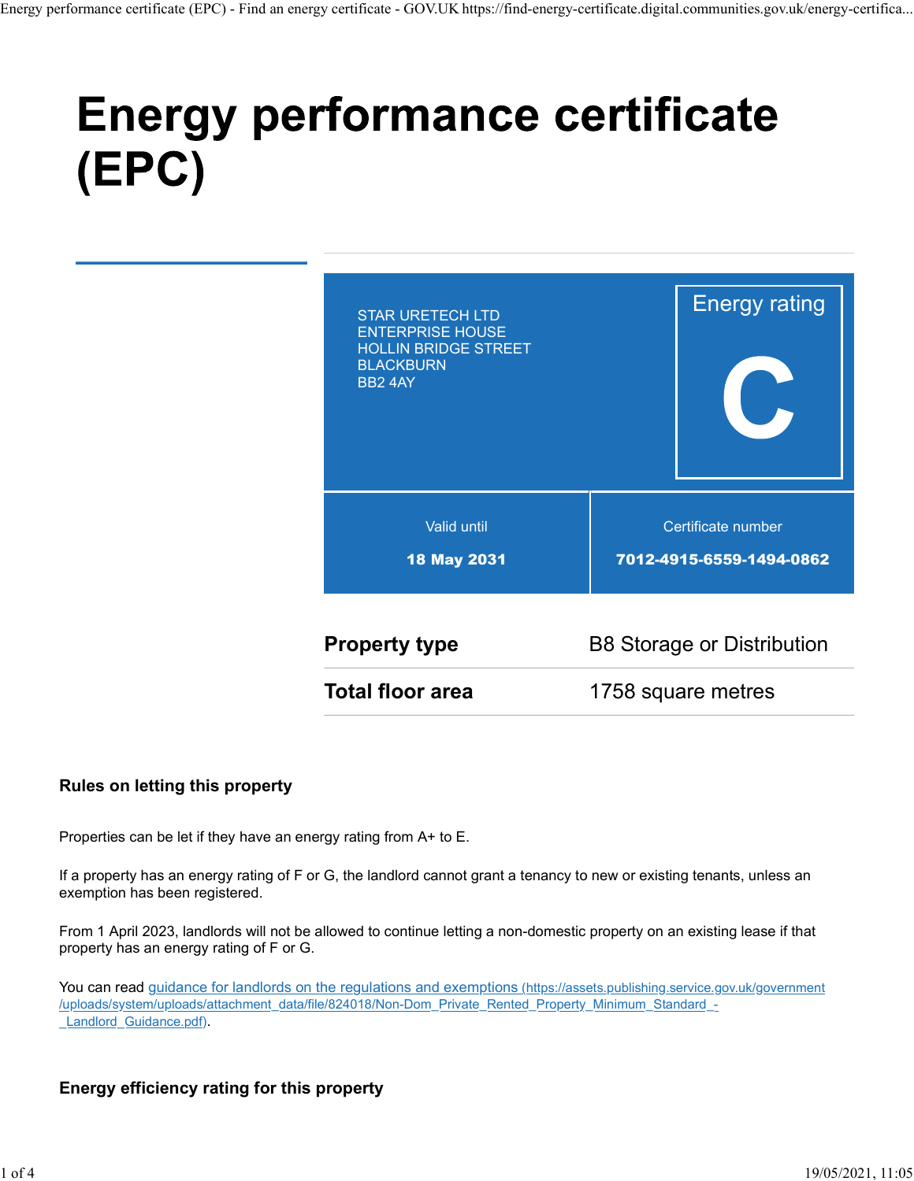# Energy performance certificate (EPC)

STAR URETECH LTD
ENTERPRISE HOUSE
HOLLIN BRIDGE STREET
BLACKBURN
BB2 4AY

Energy rating

**C**

| Valid until | Certificate number |
| --- | --- |
| **18 May 2031** | **7012-4915-6559-1494-0862** |

| | |
| --- | --- |
| **Property type** | B8 Storage or Distribution |
| **Total floor area** | 1758 square metres |

### Rules on letting this property

Properties can be let if they have an energy rating from A+ to E.

If a property has an energy rating of F or G, the landlord cannot grant a tenancy to new or existing tenants, unless an exemption has been registered.

From 1 April 2023, landlords will not be allowed to continue letting a non-domestic property on an existing lease if that property has an energy rating of F or G.

You can read [guidance for landlords on the regulations and exemptions](https://assets.publishing.service.gov.uk/government/uploads/system/uploads/attachment_data/file/824018/Non-Dom_Private_Rented_Property_Minimum_Standard_-_Landlord_Guidance.pdf) (https://assets.publishing.service.gov.uk/government/uploads/system/uploads/attachment_data/file/824018/Non-Dom_Private_Rented_Property_Minimum_Standard_-_Landlord_Guidance.pdf).

### Energy efficiency rating for this property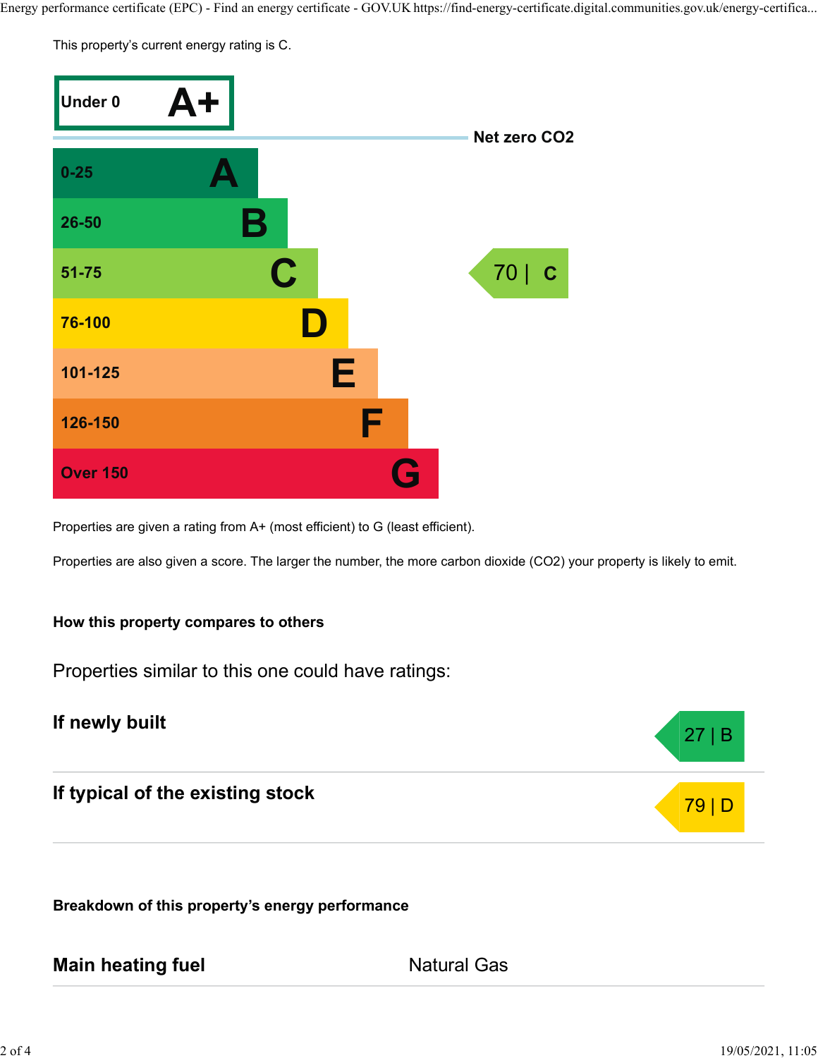This property's current energy rating is C.

| Score | Energy rating | Current |
| --- | --- | --- |
| Under 0 | A+ | |
| 0-25 | A | |
| 26-50 | B | |
| 51-75 | C | 70 \| C |
| 76-100 | D | |
| 101-125 | E | |
| 126-150 | F | |
| Over 150 | G | |

Net zero $CO_2$

Properties are given a rating from A+ (most efficient) to G (least efficient).

Properties are also given a score. The larger the number, the more carbon dioxide ($CO_2$) your property is likely to emit.

### How this property compares to others

Properties similar to this one could have ratings:

| | |
| --- | --- |
| **If newly built** | 27 \| B |
| **If typical of the existing stock** | 79 \| D |

### Breakdown of this property's energy performance

| | |
| --- | --- |
| **Main heating fuel** | Natural Gas |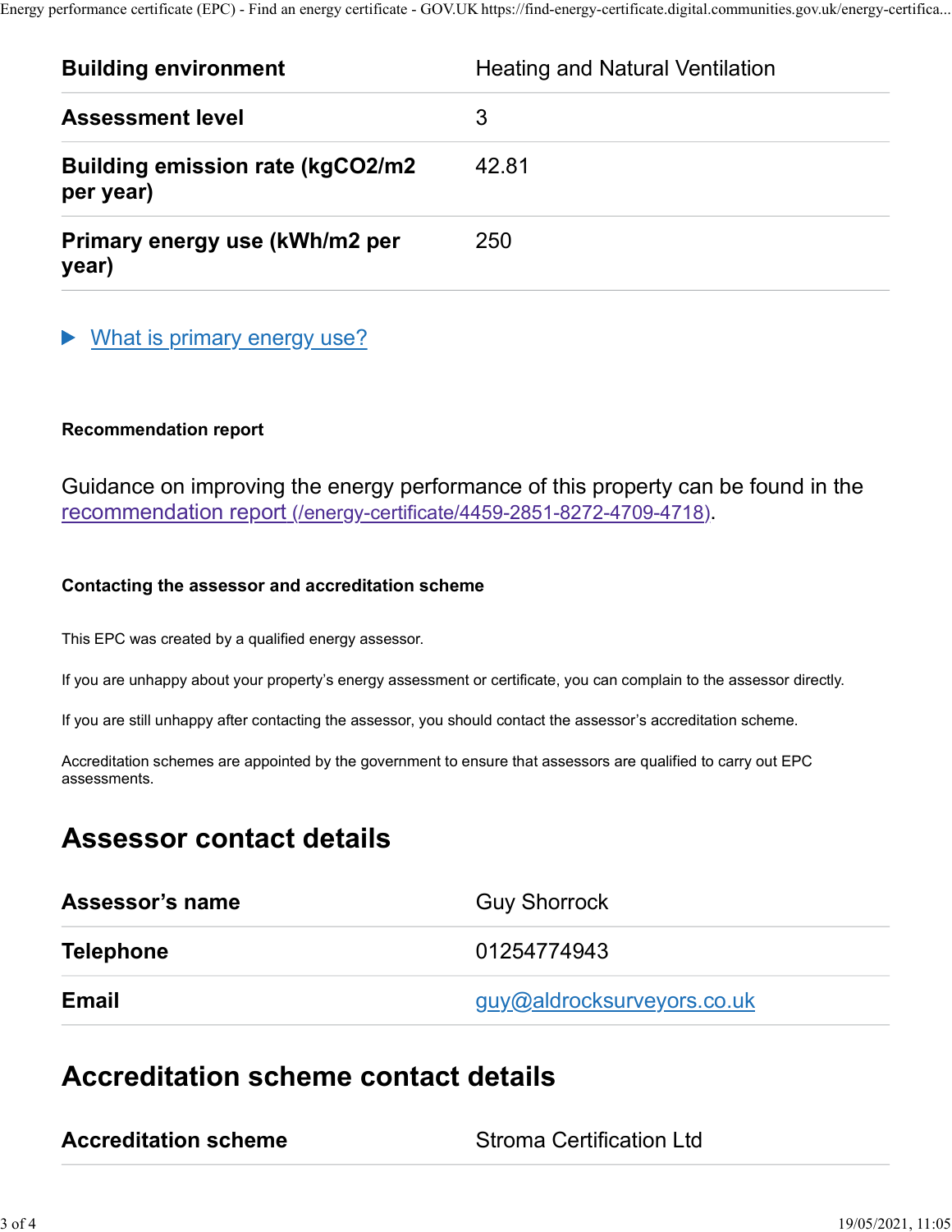| | |
|---|---|
| **Building environment** | Heating and Natural Ventilation |
| **Assessment level** | 3 |
| **Building emission rate (kgCO2/m2 per year)** | 42.81 |
| **Primary energy use (kWh/m2 per year)** | 250 |

▶ What is primary energy use?

#### Recommendation report

Guidance on improving the energy performance of this property can be found in the recommendation report (/energy-certificate/4459-2851-8272-4709-4718).

#### Contacting the assessor and accreditation scheme

This EPC was created by a qualified energy assessor.

If you are unhappy about your property's energy assessment or certificate, you can complain to the assessor directly.

If you are still unhappy after contacting the assessor, you should contact the assessor's accreditation scheme.

Accreditation schemes are appointed by the government to ensure that assessors are qualified to carry out EPC assessments.

## Assessor contact details

| | |
|---|---|
| **Assessor's name** | Guy Shorrock |
| **Telephone** | 01254774943 |
| **Email** | guy@aldrocksurveyors.co.uk |

## Accreditation scheme contact details

| | |
|---|---|
| **Accreditation scheme** | Stroma Certification Ltd |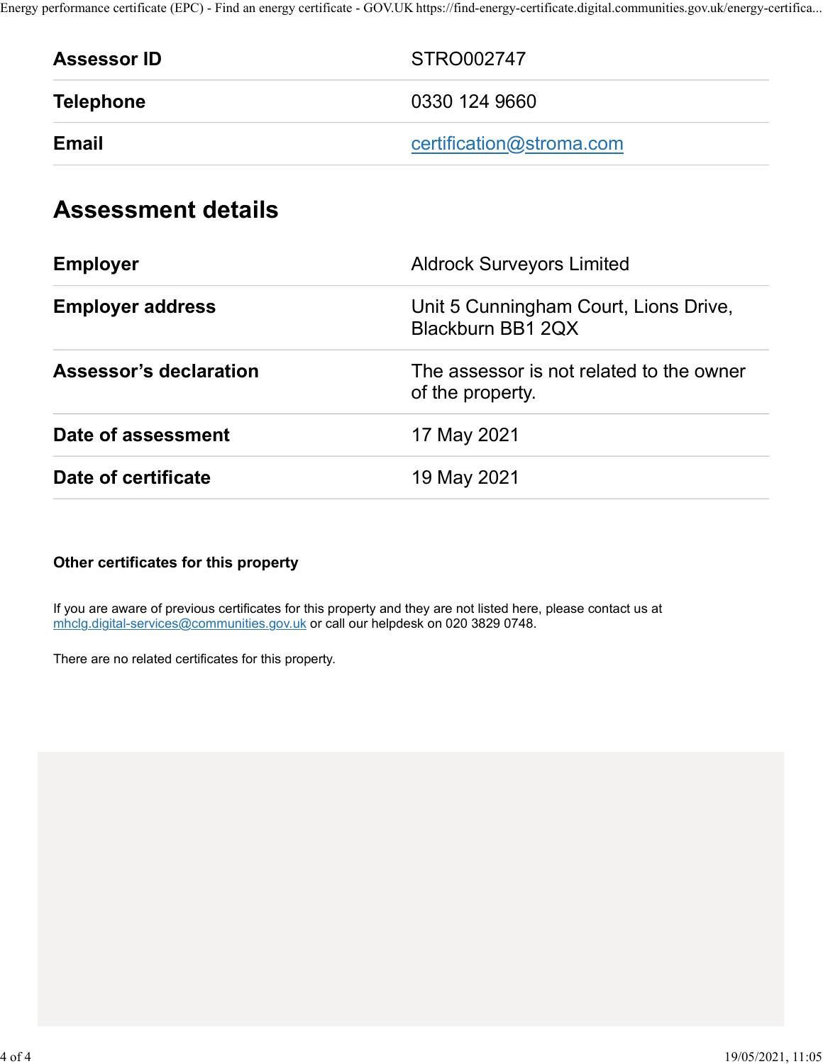| | |
|---|---|
| **Assessor ID** | STRO002747 |
| **Telephone** | 0330 124 9660 |
| **Email** | certification@stroma.com |

## Assessment details

| | |
|---|---|
| **Employer** | Aldrock Surveyors Limited |
| **Employer address** | Unit 5 Cunningham Court, Lions Drive, Blackburn BB1 2QX |
| **Assessor's declaration** | The assessor is not related to the owner of the property. |
| **Date of assessment** | 17 May 2021 |
| **Date of certificate** | 19 May 2021 |

#### Other certificates for this property

If you are aware of previous certificates for this property and they are not listed here, please contact us at mhclg.digital-services@communities.gov.uk or call our helpdesk on 020 3829 0748.

There are no related certificates for this property.